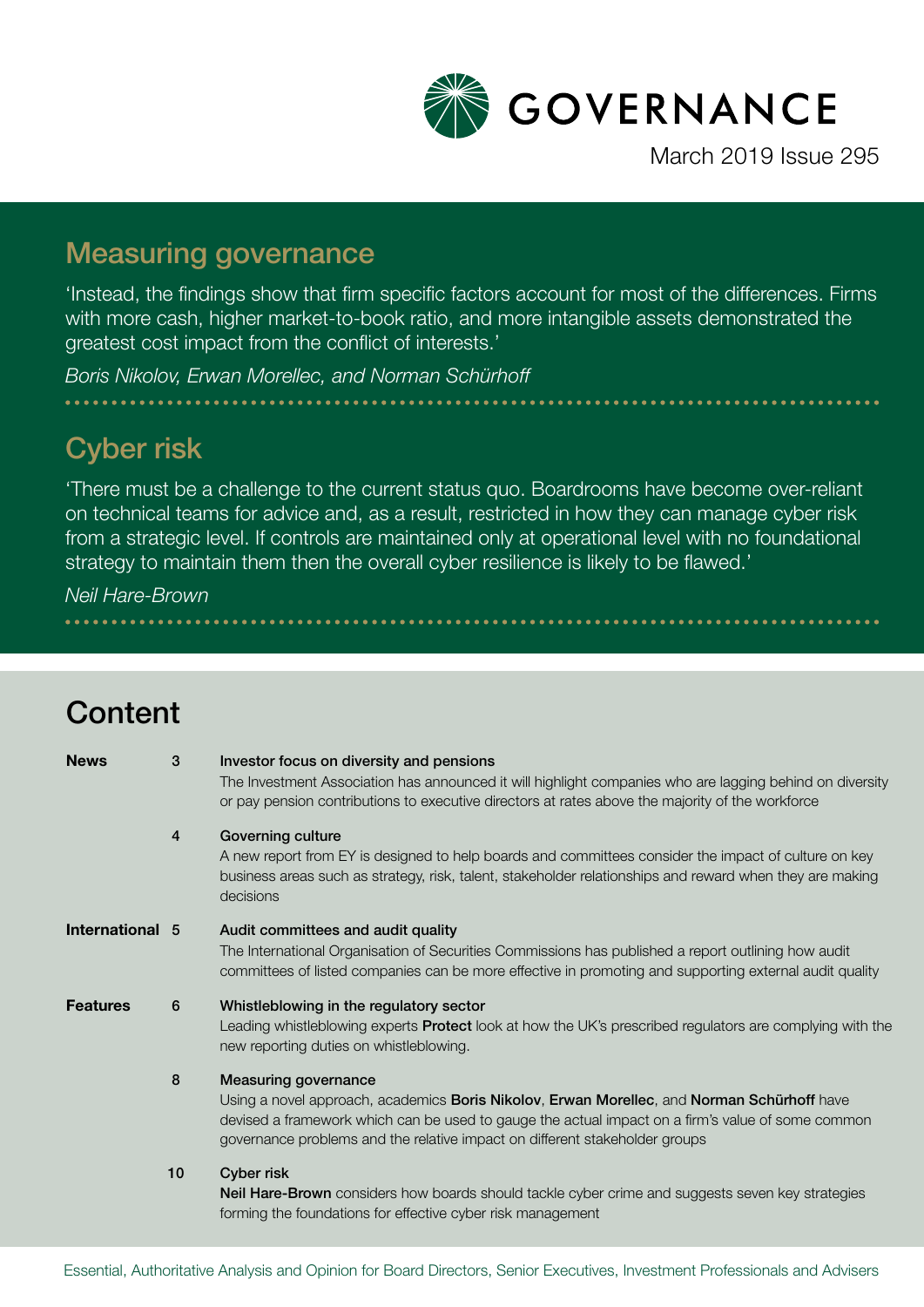# GOVERNANCE

March 2019 Issue 295

## Measuring governance

'Instead, the findings show that firm specific factors account for most of the differences. Firms with more cash, higher market-to-book ratio, and more intangible assets demonstrated the greatest cost impact from the conflict of interests.'

*Boris Nikolov, Erwan Morellec, and Norman Schürhoff*

## Cyber risk

'There must be a challenge to the current status quo. Boardrooms have become over-reliant on technical teams for advice and, as a result, restricted in how they can manage cyber risk from a strategic level. If controls are maintained only at operational level with no foundational strategy to maintain them then the overall cyber resilience is likely to be flawed.'

*Neil Hare-Brown*

## Content

**News**

**3 — Investor focus on diversity and pensions**
The Investment Association has announced it will highlight companies who are lagging behind on diversity or pay pension contributions to executive directors at rates above the majority of the workforce

**4 — Governing culture**
A new report from EY is designed to help boards and committees consider the impact of culture on key business areas such as strategy, risk, talent, stakeholder relationships and reward when they are making decisions

**International**

**5 — Audit committees and audit quality**
The International Organisation of Securities Commissions has published a report outlining how audit committees of listed companies can be more effective in promoting and supporting external audit quality

**Features**

**6 — Whistleblowing in the regulatory sector**
Leading whistleblowing experts **Protect** look at how the UK's prescribed regulators are complying with the new reporting duties on whistleblowing.

**8 — Measuring governance**
Using a novel approach, academics **Boris Nikolov**, **Erwan Morellec**, and **Norman Schürhoff** have devised a framework which can be used to gauge the actual impact on a firm's value of some common governance problems and the relative impact on different stakeholder groups

**10 — Cyber risk**
**Neil Hare-Brown** considers how boards should tackle cyber crime and suggests seven key strategies forming the foundations for effective cyber risk management

Essential, Authoritative Analysis and Opinion for Board Directors, Senior Executives, Investment Professionals and Advisers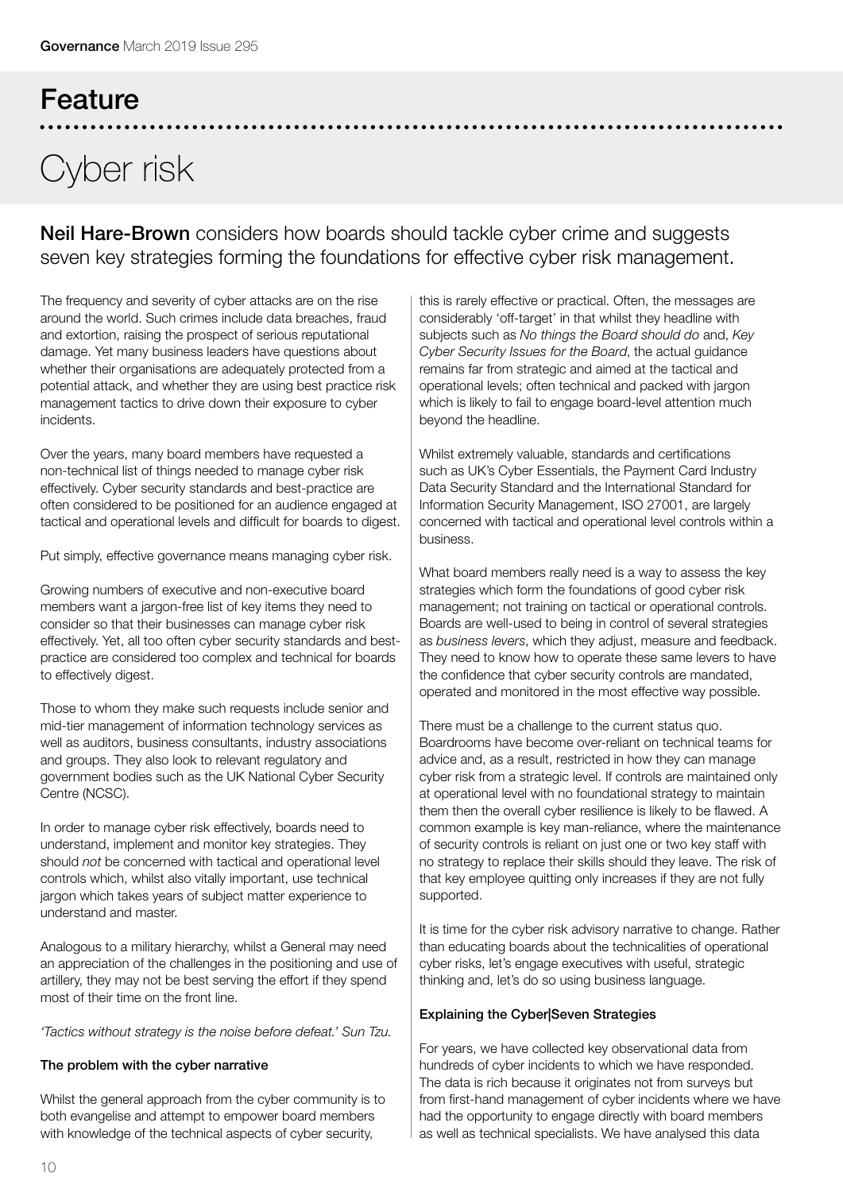# Feature

# Cyber risk

**Neil Hare-Brown** considers how boards should tackle cyber crime and suggests seven key strategies forming the foundations for effective cyber risk management.

The frequency and severity of cyber attacks are on the rise around the world. Such crimes include data breaches, fraud and extortion, raising the prospect of serious reputational damage. Yet many business leaders have questions about whether their organisations are adequately protected from a potential attack, and whether they are using best practice risk management tactics to drive down their exposure to cyber incidents.

Over the years, many board members have requested a non-technical list of things needed to manage cyber risk effectively. Cyber security standards and best-practice are often considered to be positioned for an audience engaged at tactical and operational levels and difficult for boards to digest.

Put simply, effective governance means managing cyber risk.

Growing numbers of executive and non-executive board members want a jargon-free list of key items they need to consider so that their businesses can manage cyber risk effectively. Yet, all too often cyber security standards and best-practice are considered too complex and technical for boards to effectively digest.

Those to whom they make such requests include senior and mid-tier management of information technology services as well as auditors, business consultants, industry associations and groups. They also look to relevant regulatory and government bodies such as the UK National Cyber Security Centre (NCSC).

In order to manage cyber risk effectively, boards need to understand, implement and monitor key strategies. They should *not* be concerned with tactical and operational level controls which, whilst also vitally important, use technical jargon which takes years of subject matter experience to understand and master.

Analogous to a military hierarchy, whilst a General may need an appreciation of the challenges in the positioning and use of artillery, they may not be best serving the effort if they spend most of their time on the front line.

*'Tactics without strategy is the noise before defeat.' Sun Tzu.*

### The problem with the cyber narrative

Whilst the general approach from the cyber community is to both evangelise and attempt to empower board members with knowledge of the technical aspects of cyber security, this is rarely effective or practical. Often, the messages are considerably 'off-target' in that whilst they headline with subjects such as *No things the Board should do* and, *Key Cyber Security Issues for the Board*, the actual guidance remains far from strategic and aimed at the tactical and operational levels; often technical and packed with jargon which is likely to fail to engage board-level attention much beyond the headline.

Whilst extremely valuable, standards and certifications such as UK's Cyber Essentials, the Payment Card Industry Data Security Standard and the International Standard for Information Security Management, ISO 27001, are largely concerned with tactical and operational level controls within a business.

What board members really need is a way to assess the key strategies which form the foundations of good cyber risk management; not training on tactical or operational controls. Boards are well-used to being in control of several strategies as *business levers*, which they adjust, measure and feedback. They need to know how to operate these same levers to have the confidence that cyber security controls are mandated, operated and monitored in the most effective way possible.

There must be a challenge to the current status quo. Boardrooms have become over-reliant on technical teams for advice and, as a result, restricted in how they can manage cyber risk from a strategic level. If controls are maintained only at operational level with no foundational strategy to maintain them then the overall cyber resilience is likely to be flawed. A common example is key man-reliance, where the maintenance of security controls is reliant on just one or two key staff with no strategy to replace their skills should they leave. The risk of that key employee quitting only increases if they are not fully supported.

It is time for the cyber risk advisory narrative to change. Rather than educating boards about the technicalities of operational cyber risks, let's engage executives with useful, strategic thinking and, let's do so using business language.

### Explaining the Cyber|Seven Strategies

For years, we have collected key observational data from hundreds of cyber incidents to which we have responded. The data is rich because it originates not from surveys but from first-hand management of cyber incidents where we have had the opportunity to engage directly with board members as well as technical specialists. We have analysed this data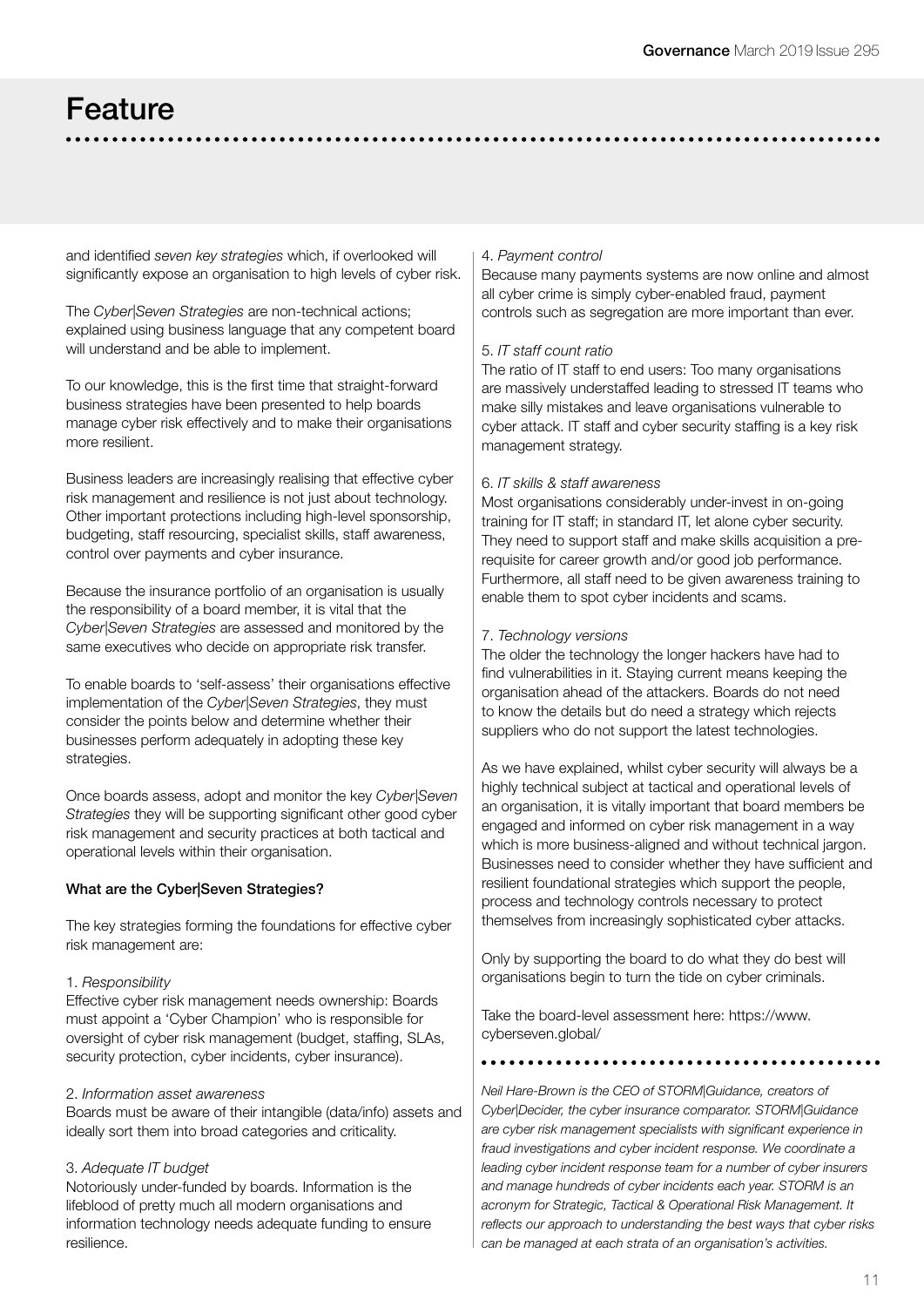## Feature

and identified *seven key strategies* which, if overlooked will significantly expose an organisation to high levels of cyber risk.

The *Cyber|Seven Strategies* are non-technical actions; explained using business language that any competent board will understand and be able to implement.

To our knowledge, this is the first time that straight-forward business strategies have been presented to help boards manage cyber risk effectively and to make their organisations more resilient.

Business leaders are increasingly realising that effective cyber risk management and resilience is not just about technology. Other important protections including high-level sponsorship, budgeting, staff resourcing, specialist skills, staff awareness, control over payments and cyber insurance.

Because the insurance portfolio of an organisation is usually the responsibility of a board member, it is vital that the *Cyber|Seven Strategies* are assessed and monitored by the same executives who decide on appropriate risk transfer.

To enable boards to 'self-assess' their organisations effective implementation of the *Cyber|Seven Strategies*, they must consider the points below and determine whether their businesses perform adequately in adopting these key strategies.

Once boards assess, adopt and monitor the key *Cyber|Seven Strategies* they will be supporting significant other good cyber risk management and security practices at both tactical and operational levels within their organisation.

**What are the Cyber|Seven Strategies?**

The key strategies forming the foundations for effective cyber risk management are:

1. *Responsibility*
Effective cyber risk management needs ownership: Boards must appoint a 'Cyber Champion' who is responsible for oversight of cyber risk management (budget, staffing, SLAs, security protection, cyber incidents, cyber insurance).

2. *Information asset awareness*
Boards must be aware of their intangible (data/info) assets and ideally sort them into broad categories and criticality.

3. *Adequate IT budget*
Notoriously under-funded by boards. Information is the lifeblood of pretty much all modern organisations and information technology needs adequate funding to ensure resilience.

4. *Payment control*
Because many payments systems are now online and almost all cyber crime is simply cyber-enabled fraud, payment controls such as segregation are more important than ever.

5. *IT staff count ratio*
The ratio of IT staff to end users: Too many organisations are massively understaffed leading to stressed IT teams who make silly mistakes and leave organisations vulnerable to cyber attack. IT staff and cyber security staffing is a key risk management strategy.

6. *IT skills & staff awareness*
Most organisations considerably under-invest in on-going training for IT staff; in standard IT, let alone cyber security. They need to support staff and make skills acquisition a pre-requisite for career growth and/or good job performance. Furthermore, all staff need to be given awareness training to enable them to spot cyber incidents and scams.

7. *Technology versions*
The older the technology the longer hackers have had to find vulnerabilities in it. Staying current means keeping the organisation ahead of the attackers. Boards do not need to know the details but do need a strategy which rejects suppliers who do not support the latest technologies.

As we have explained, whilst cyber security will always be a highly technical subject at tactical and operational levels of an organisation, it is vitally important that board members be engaged and informed on cyber risk management in a way which is more business-aligned and without technical jargon. Businesses need to consider whether they have sufficient and resilient foundational strategies which support the people, process and technology controls necessary to protect themselves from increasingly sophisticated cyber attacks.

Only by supporting the board to do what they do best will organisations begin to turn the tide on cyber criminals.

Take the board-level assessment here: https://www.cyberseven.global/

*Neil Hare-Brown is the CEO of STORM|Guidance, creators of Cyber|Decider, the cyber insurance comparator. STORM|Guidance are cyber risk management specialists with significant experience in fraud investigations and cyber incident response. We coordinate a leading cyber incident response team for a number of cyber insurers and manage hundreds of cyber incidents each year. STORM is an acronym for Strategic, Tactical & Operational Risk Management. It reflects our approach to understanding the best ways that cyber risks can be managed at each strata of an organisation's activities.*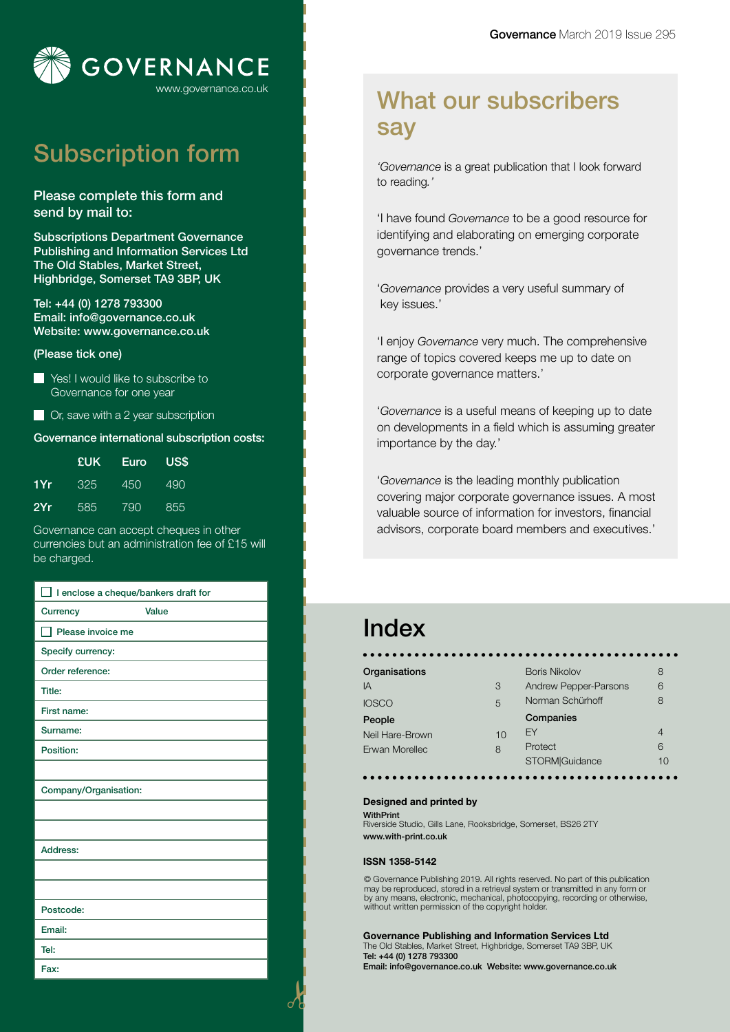# GOVERNANCE

www.governance.co.uk

## Subscription form

Please complete this form and send by mail to:

**Subscriptions Department Governance Publishing and Information Services Ltd**
**The Old Stables, Market Street, Highbridge, Somerset TA9 3BP, UK**

**Tel: +44 (0) 1278 793300**
**Email: info@governance.co.uk**
**Website: www.governance.co.uk**

(Please tick one)

- Yes! I would like to subscribe to Governance for one year
- Or, save with a 2 year subscription

**Governance international subscription costs:**

| | £UK | Euro | US$ |
|---|---|---|---|
| 1Yr | 325 | 450 | 490 |
| 2Yr | 585 | 790 | 855 |

Governance can accept cheques in other currencies but an administration fee of £15 will be charged.

| | |
|---|---|
| ☐ I enclose a cheque/bankers draft for | |
| Currency | Value |
| ☐ Please invoice me | |
| Specify currency: | |
| Order reference: | |
| Title: | |
| First name: | |
| Surname: | |
| Position: | |
| | |
| Company/Organisation: | |
| | |
| | |
| Address: | |
| | |
| | |
| Postcode: | |
| Email: | |
| Tel: | |
| Fax: | |

## What our subscribers say

'*Governance* is a great publication that I look forward to reading.'

'I have found *Governance* to be a good resource for identifying and elaborating on emerging corporate governance trends.'

'*Governance* provides a very useful summary of key issues.'

'I enjoy *Governance* very much. The comprehensive range of topics covered keeps me up to date on corporate governance matters.'

'*Governance* is a useful means of keeping up to date on developments in a field which is assuming greater importance by the day.'

'*Governance* is the leading monthly publication covering major corporate governance issues. A most valuable source of information for investors, financial advisors, corporate board members and executives.'

# Index

**Organisations**

| | |
|---|---|
| IA | 3 |
| IOSCO | 5 |

**People**

| | |
|---|---|
| Neil Hare-Brown | 10 |
| Erwan Morellec | 8 |
| Boris Nikolov | 8 |
| Andrew Pepper-Parsons | 6 |
| Norman Schürhoff | 8 |

**Companies**

| | |
|---|---|
| EY | 4 |
| Protect | 6 |
| STORM\|Guidance | 10 |

**Designed and printed by**

**WithPrint**
Riverside Studio, Gills Lane, Rooksbridge, Somerset, BS26 2TY
**www.with-print.co.uk**

**ISSN 1358-5142**

© Governance Publishing 2019. All rights reserved. No part of this publication may be reproduced, stored in a retrieval system or transmitted in any form or by any means, electronic, mechanical, photocopying, recording or otherwise, without written permission of the copyright holder.

**Governance Publishing and Information Services Ltd**
The Old Stables, Market Street, Highbridge, Somerset TA9 3BP, UK
**Tel: +44 (0) 1278 793300**
**Email: info@governance.co.uk Website: www.governance.co.uk**